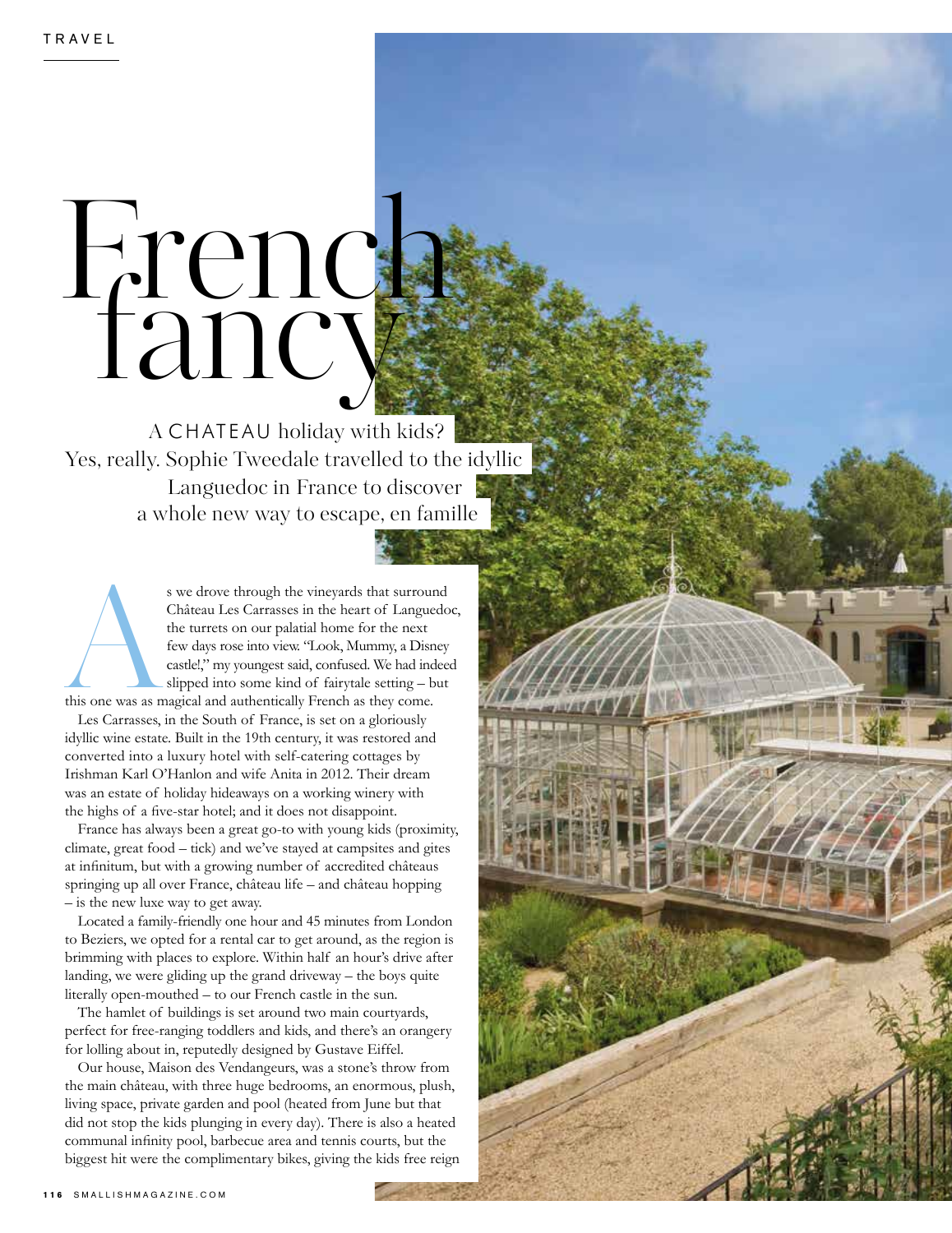# French fancy

A CHATEAU holiday with kids? Yes, really. Sophie Tweedale travelled to the idyllic Languedoc in France to discover a whole new way to escape, en famille

As we drove through the vineyards that surround Château Les Carrasses in the heart of Languedoc, the turrets on our palatial home for the next few days rose into view. "Look, Mummy, a Disney castle!," my youngest said, confused. We had indeed slipped into some kind of fairytale setting – but this one was as magical and authentically French as they come.

Les Carrasses, in the South of France, is set on a gloriously idyllic wine estate. Built in the 19th century, it was restored and converted into a luxury hotel with self-catering cottages by Irishman Karl O'Hanlon and wife Anita in 2012. Their dream was an estate of holiday hideaways on a working winery with the highs of a five-star hotel; and it does not disappoint.

France has always been a great go-to with young kids (proximity, climate, great food – tick) and we've stayed at campsites and gites at infinitum, but with a growing number of accredited châteaus springing up all over France, château life – and château hopping – is the new luxe way to get away.

Located a family-friendly one hour and 45 minutes from London to Beziers, we opted for a rental car to get around, as the region is brimming with places to explore. Within half an hour's drive after landing, we were gliding up the grand driveway – the boys quite literally open-mouthed – to our French castle in the sun.

The hamlet of buildings is set around two main courtyards, perfect for free-ranging toddlers and kids, and there's an orangery for lolling about in, reputedly designed by Gustave Eiffel.

Our house, Maison des Vendangeurs, was a stone's throw from the main château, with three huge bedrooms, an enormous, plush, living space, private garden and pool (heated from June but that did not stop the kids plunging in every day). There is also a heated communal infinity pool, barbecue area and tennis courts, but the biggest hit were the complimentary bikes, giving the kids free reign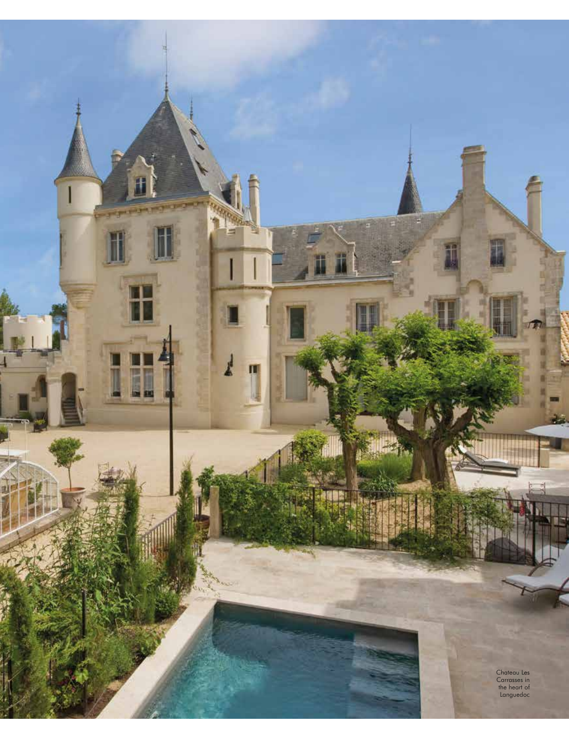Chateau Les Carrasses in the heart of Languedoc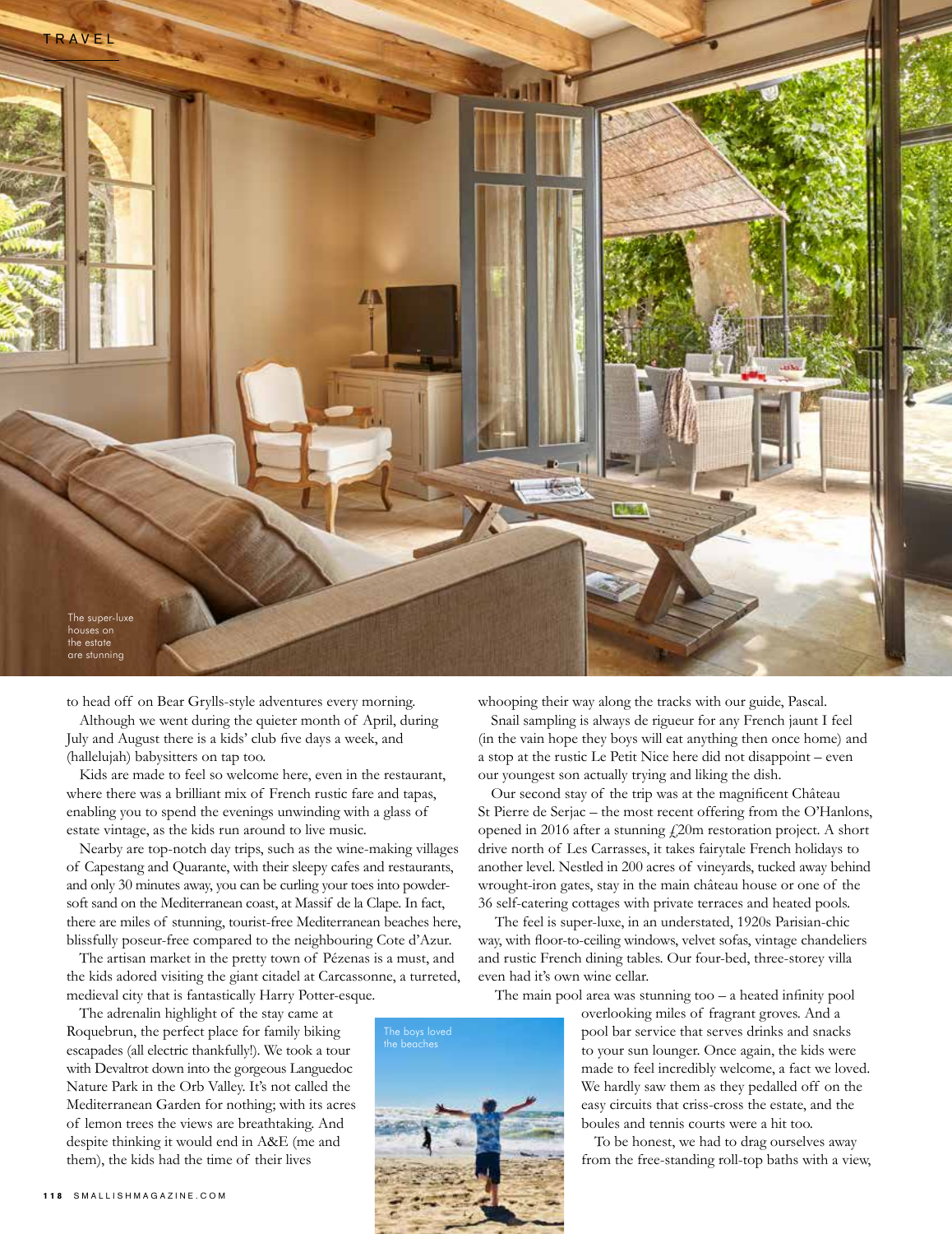The super-luxe houses on the estate are stunning

to head off on Bear Grylls-style adventures every morning.

Although we went during the quieter month of April, during July and August there is a kids' club five days a week, and (hallelujah) babysitters on tap too.

Kids are made to feel so welcome here, even in the restaurant, where there was a brilliant mix of French rustic fare and tapas, enabling you to spend the evenings unwinding with a glass of estate vintage, as the kids run around to live music.

Nearby are top-notch day trips, such as the wine-making villages of Capestang and Quarante, with their sleepy cafes and restaurants, and only 30 minutes away, you can be curling your toes into powder-soft sand on the Mediterranean coast, at Massif de la Clape. In fact, there are miles of stunning, tourist-free Mediterranean beaches here, blissfully poseur-free compared to the neighbouring Cote d'Azur.

The artisan market in the pretty town of Pézenas is a must, and the kids adored visiting the giant citadel at Carcassonne, a turreted, medieval city that is fantastically Harry Potter-esque.

The adrenalin highlight of the stay came at Roquebrun, the perfect place for family biking escapades (all electric thankfully!). We took a tour with Devaltrot down into the gorgeous Languedoc Nature Park in the Orb Valley. It's not called the Mediterranean Garden for nothing; with its acres of lemon trees the views are breathtaking. And despite thinking it would end in A&E (me and them), the kids had the time of their lives whooping their way along the tracks with our guide, Pascal.

Snail sampling is always de rigueur for any French jaunt I feel (in the vain hope they boys will eat anything then once home) and a stop at the rustic Le Petit Nice here did not disappoint – even our youngest son actually trying and liking the dish.

Our second stay of the trip was at the magnificent Château St Pierre de Serjac – the most recent offering from the O'Hanlons, opened in 2016 after a stunning £20m restoration project. A short drive north of Les Carrasses, it takes fairytale French holidays to another level. Nestled in 200 acres of vineyards, tucked away behind wrought-iron gates, stay in the main château house or one of the 36 self-catering cottages with private terraces and heated pools.

The feel is super-luxe, in an understated, 1920s Parisian-chic way, with floor-to-ceiling windows, velvet sofas, vintage chandeliers and rustic French dining tables. Our four-bed, three-storey villa even had it's own wine cellar.

The main pool area was stunning too – a heated infinity pool overlooking miles of fragrant groves. And a pool bar service that serves drinks and snacks to your sun lounger. Once again, the kids were made to feel incredibly welcome, a fact we loved. We hardly saw them as they pedalled off on the easy circuits that criss-cross the estate, and the boules and tennis courts were a hit too.

The boys loved the beaches

To be honest, we had to drag ourselves away from the free-standing roll-top baths with a view,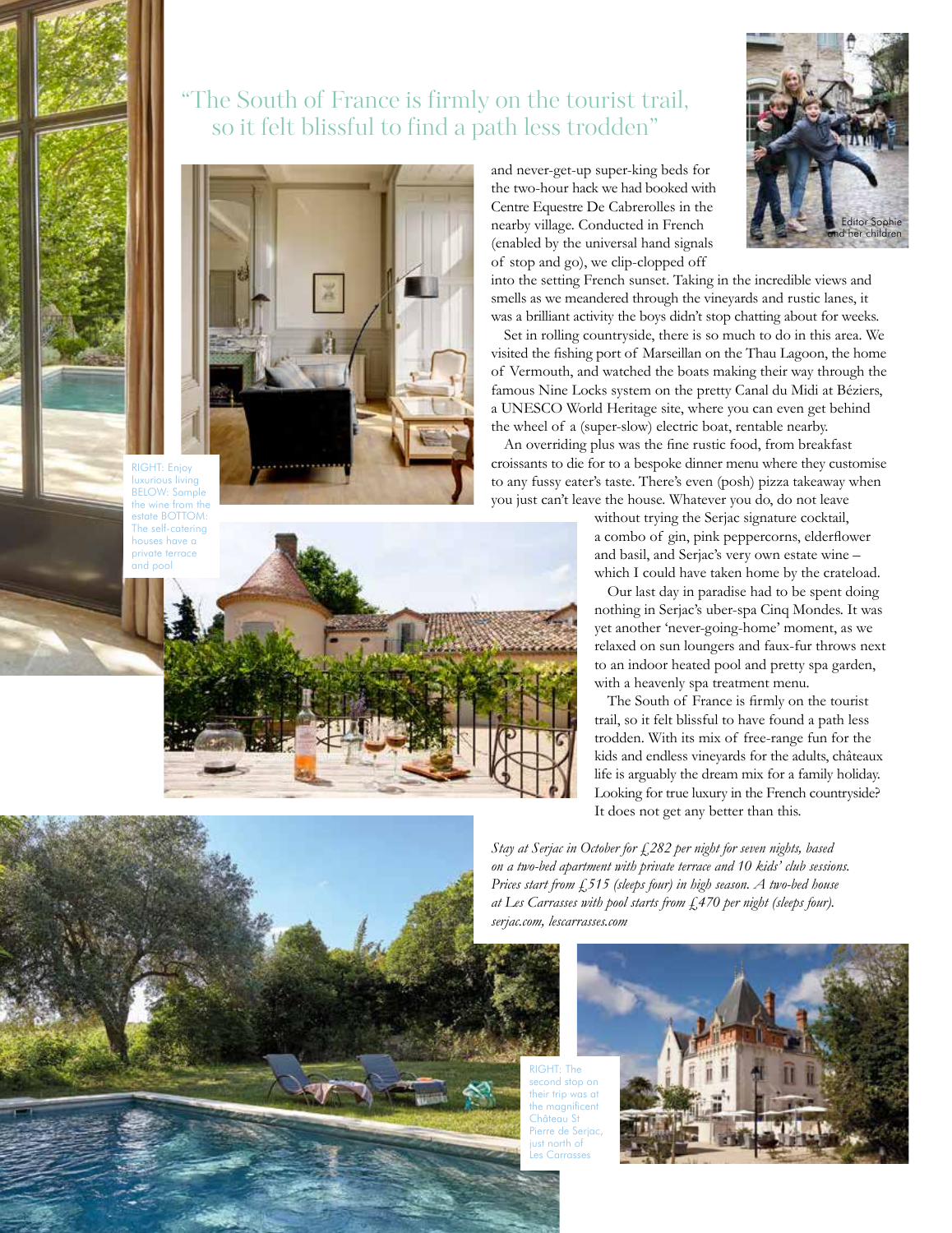"The South of France is firmly on the tourist trail, so it felt blissful to find a path less trodden"

and never-get-up super-king beds for the two-hour hack we had booked with Centre Equestre De Cabrerolles in the nearby village. Conducted in French (enabled by the universal hand signals of stop and go), we clip-clopped off into the setting French sunset. Taking in the incredible views and smells as we meandered through the vineyards and rustic lanes, it was a brilliant activity the boys didn't stop chatting about for weeks.

Set in rolling countryside, there is so much to do in this area. We visited the fishing port of Marseillan on the Thau Lagoon, the home of Vermouth, and watched the boats making their way through the famous Nine Locks system on the pretty Canal du Midi at Béziers, a UNESCO World Heritage site, where you can even get behind the wheel of a (super-slow) electric boat, rentable nearby.

An overriding plus was the fine rustic food, from breakfast croissants to die for to a bespoke dinner menu where they customise to any fussy eater's taste. There's even (posh) pizza takeaway when you just can't leave the house. Whatever you do, do not leave without trying the Serjac signature cocktail, a combo of gin, pink peppercorns, elderflower and basil, and Serjac's very own estate wine – which I could have taken home by the crateload.

Our last day in paradise had to be spent doing nothing in Serjac's uber-spa Cinq Mondes. It was yet another 'never-going-home' moment, as we relaxed on sun loungers and faux-fur throws next to an indoor heated pool and pretty spa garden, with a heavenly spa treatment menu.

The South of France is firmly on the tourist trail, so it felt blissful to have found a path less trodden. With its mix of free-range fun for the kids and endless vineyards for the adults, châteaux life is arguably the dream mix for a family holiday. Looking for true luxury in the French countryside? It does not get any better than this.

*Stay at Serjac in October for £282 per night for seven nights, based on a two-bed apartment with private terrace and 10 kids' club sessions. Prices start from £515 (sleeps four) in high season. A two-bed house at Les Carrasses with pool starts from £470 per night (sleeps four). serjac.com, lescarrasses.com*

Editor Sophie and her children

RIGHT: Enjoy luxurious living BELOW: Sample the wine from the estate BOTTOM: The self-catering houses have a private terrace and pool

RIGHT: The second stop on their trip was at the magnificent Château St Pierre de Serjac, just north of Les Carrasses